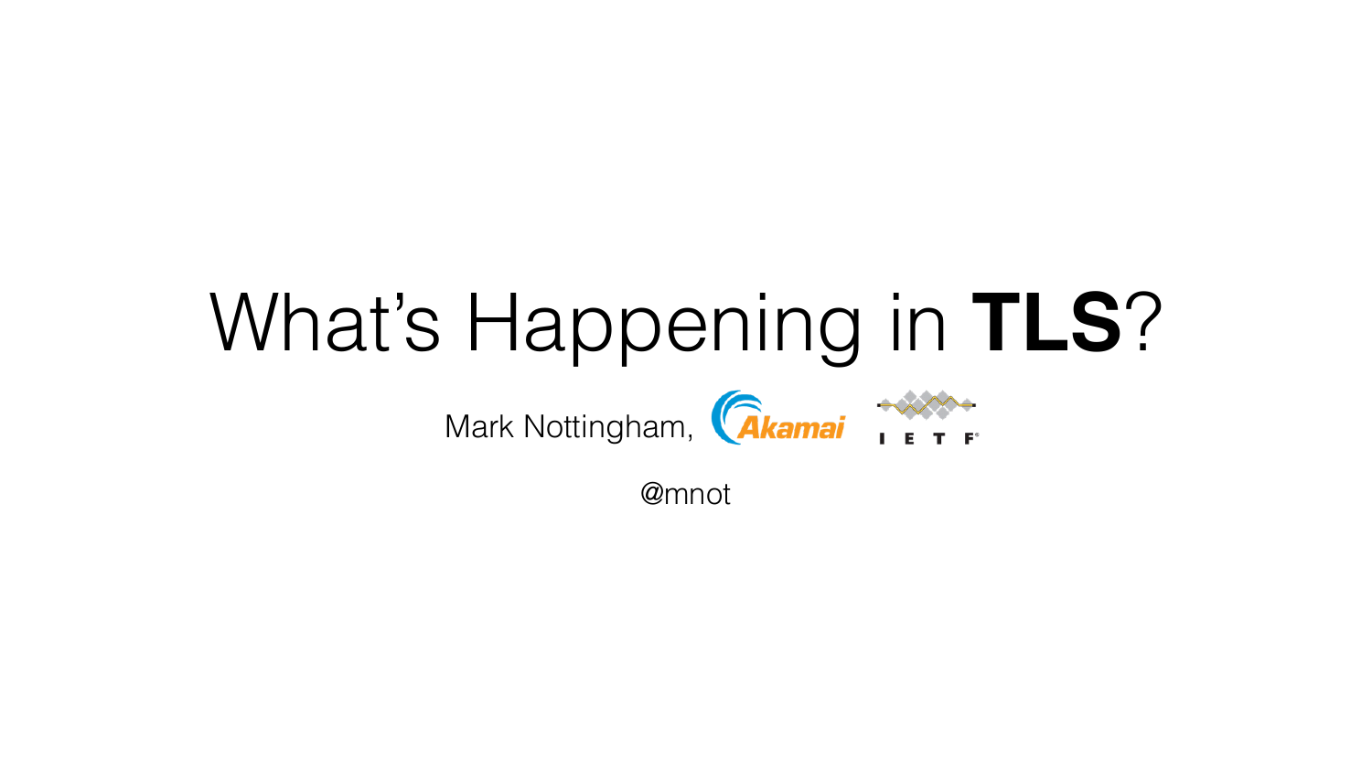# What's Happening in **TLS**?

Mark Nottingham, Akamai IETF

@mnot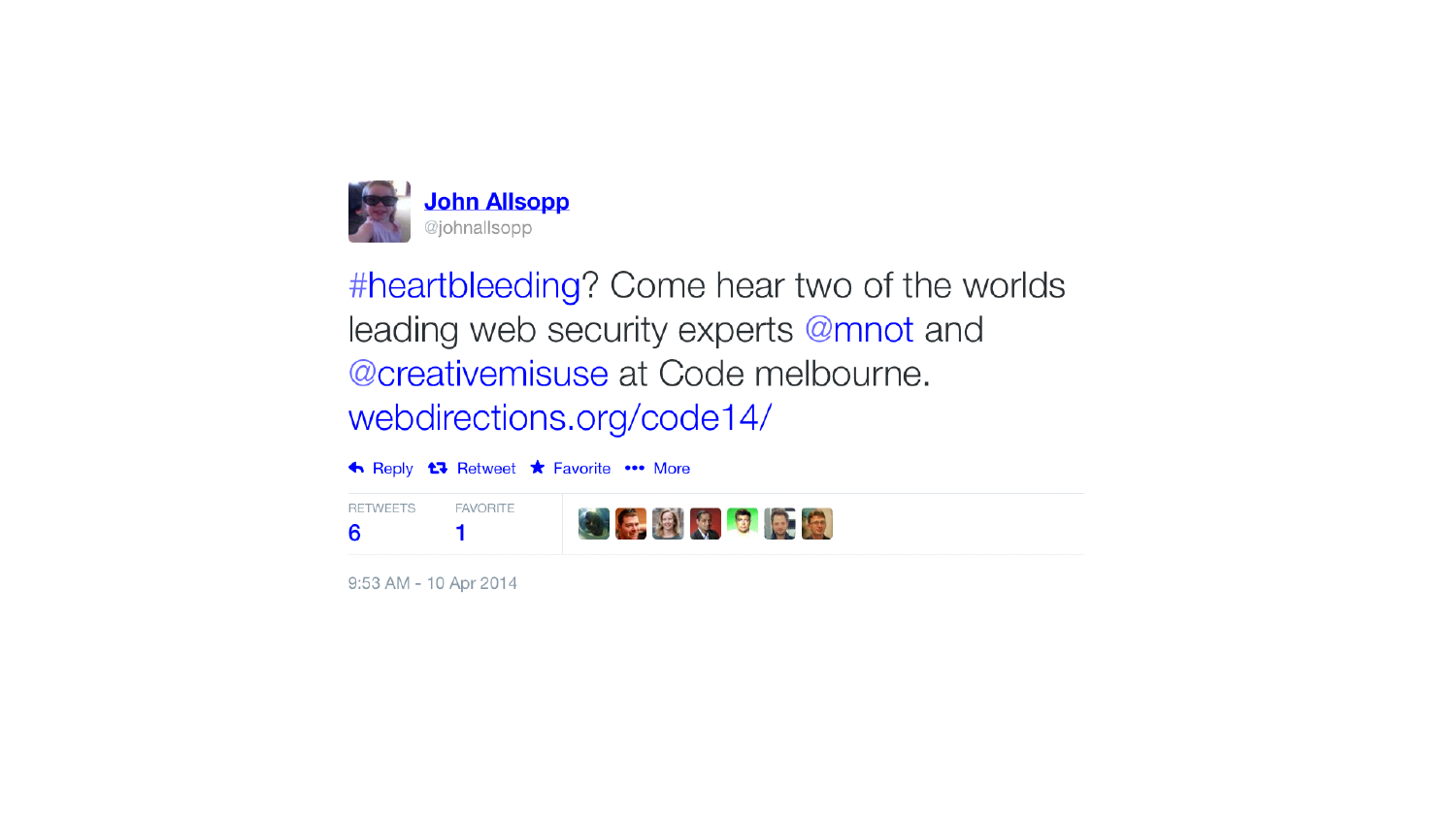**John Allsopp**
@johnallsopp

#heartbleeding? Come hear two of the worlds leading web security experts @mnot and @creativemisuse at Code melbourne. webdirections.org/code14/

Reply · Retweet · Favorite · More

RETWEETS 6 · FAVORITE 1

9:53 AM - 10 Apr 2014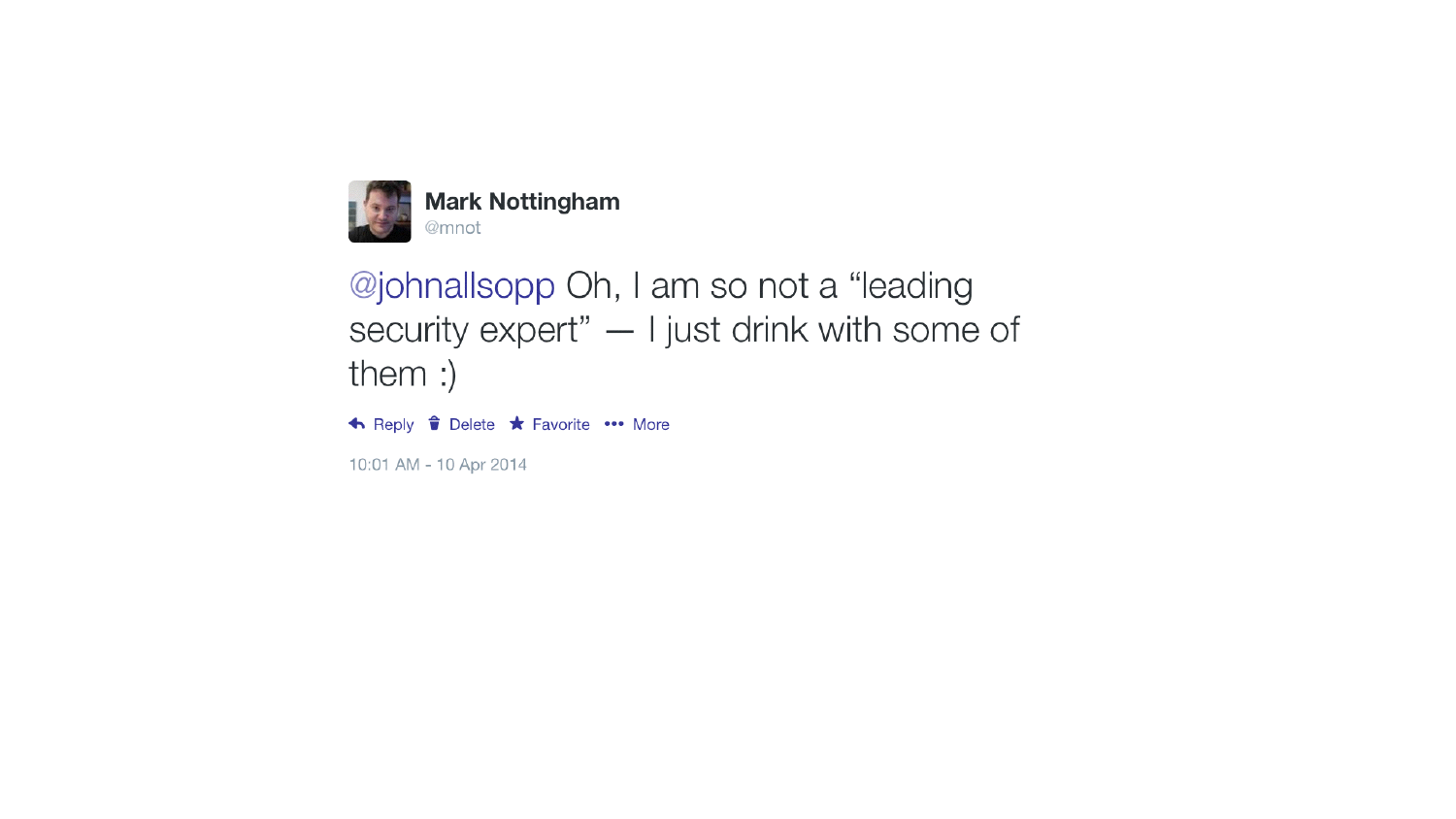**Mark Nottingham**
@mnot

@johnallsopp Oh, I am so not a “leading security expert” — I just drink with some of them :)

Reply Delete Favorite More

10:01 AM - 10 Apr 2014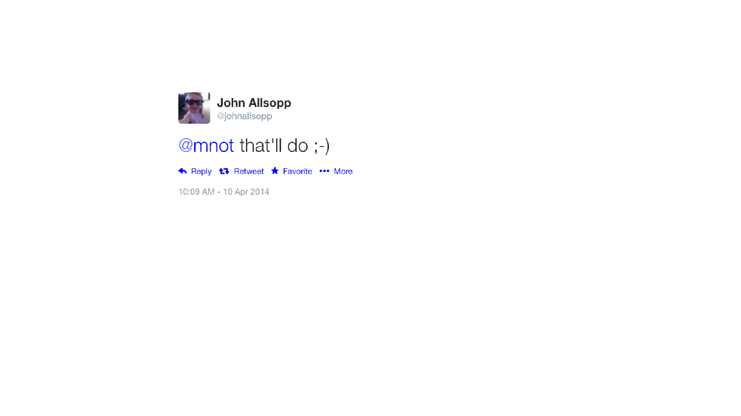**John Allsopp**
@johnallsopp

@mnot that'll do ;-)

Reply Retweet Favorite More

10:09 AM - 10 Apr 2014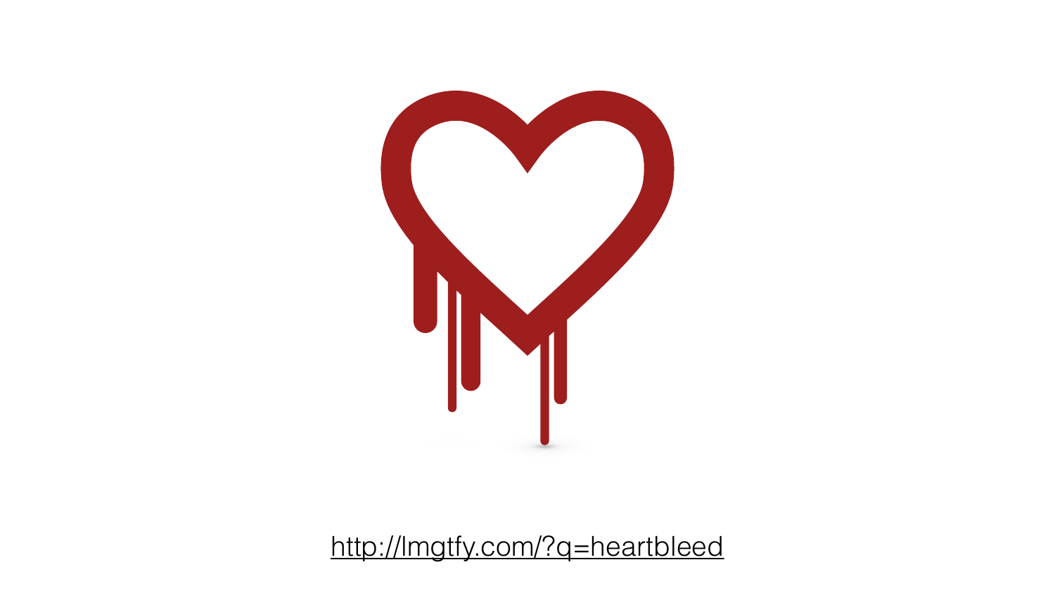http://lmgtfy.com/?q=heartbleed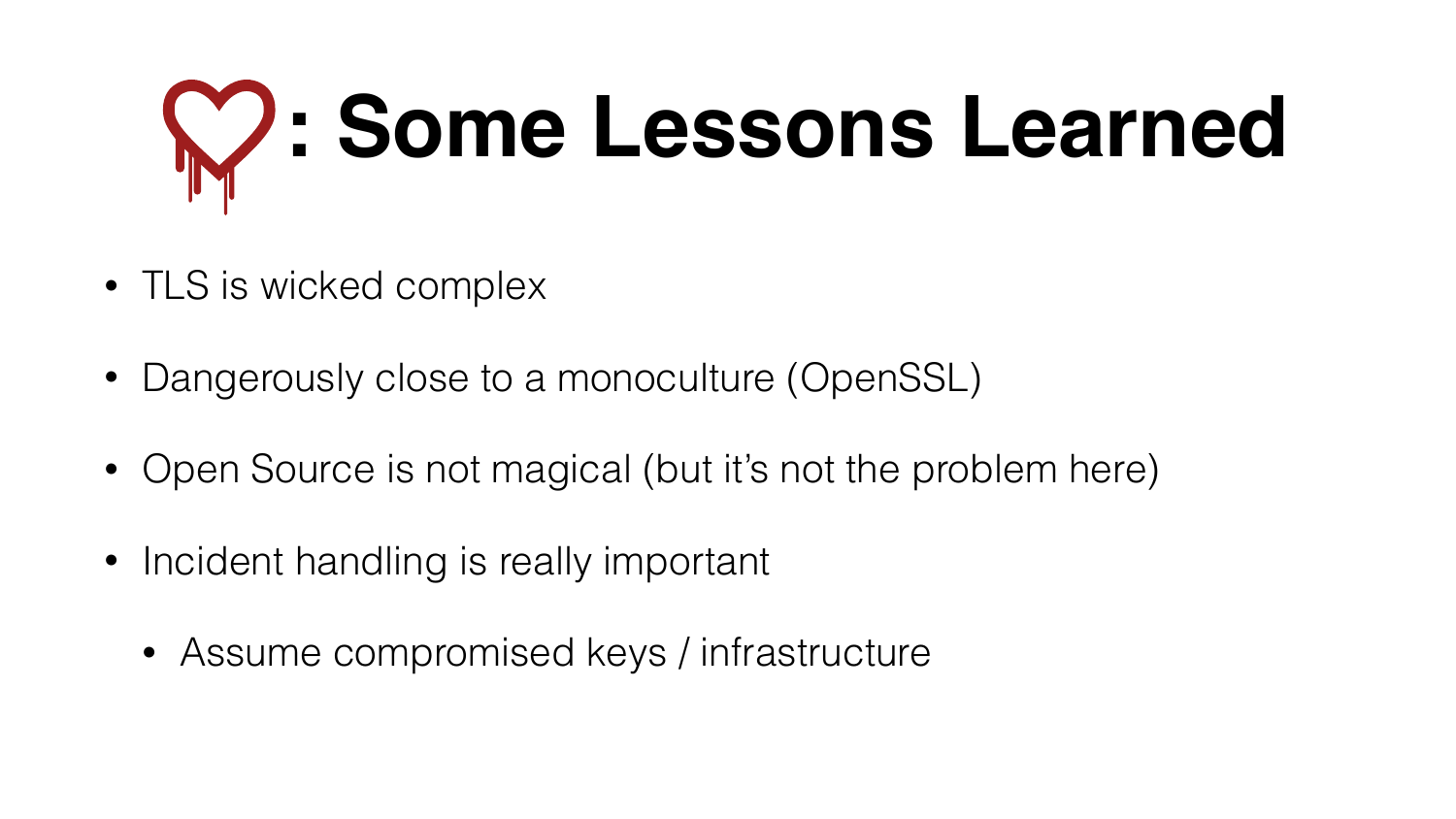# : Some Lessons Learned

- TLS is wicked complex
- Dangerously close to a monoculture (OpenSSL)
- Open Source is not magical (but it's not the problem here)
- Incident handling is really important
  - Assume compromised keys / infrastructure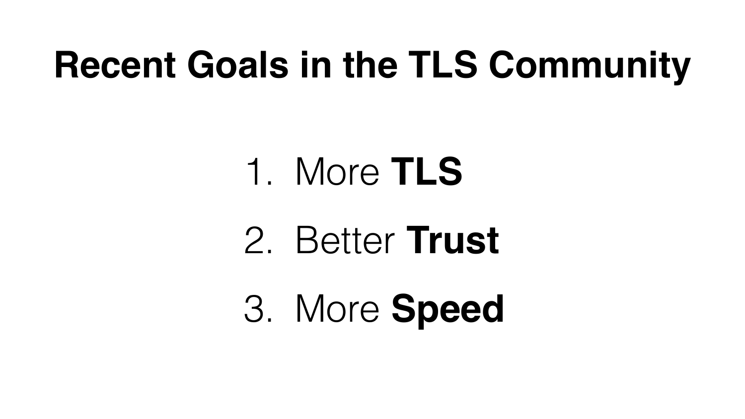# Recent Goals in the TLS Community

1. More **TLS**
2. Better **Trust**
3. More **Speed**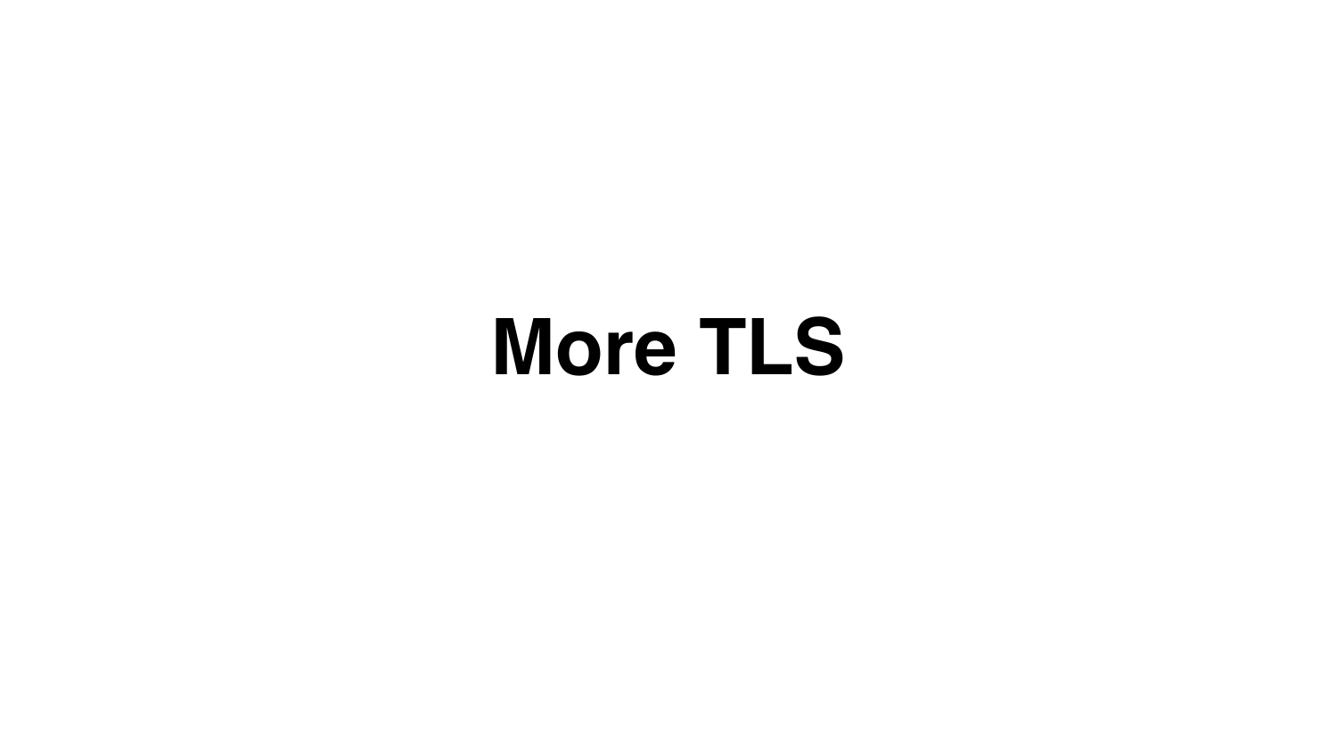# More TLS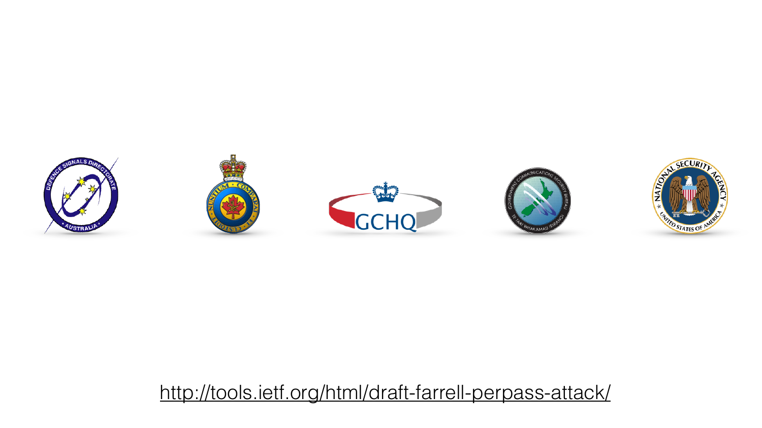http://tools.ietf.org/html/draft-farrell-perpass-attack/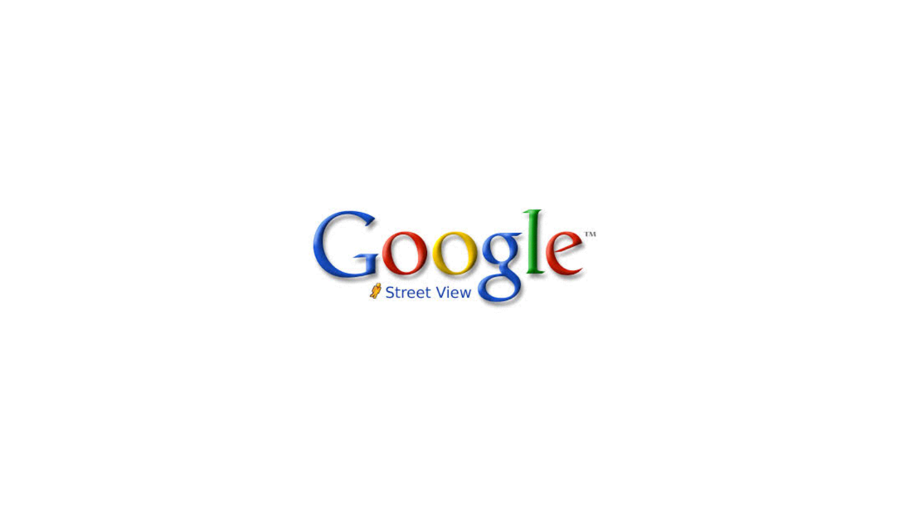Google™

Street View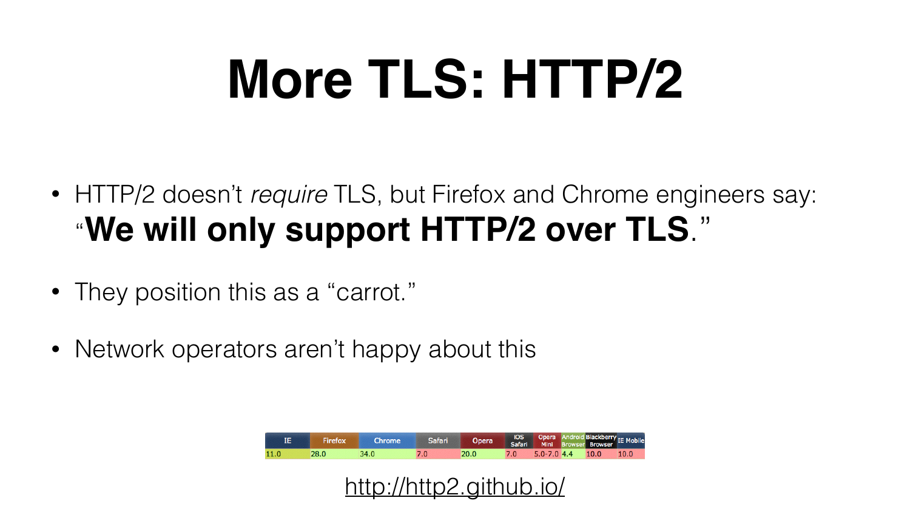# More TLS: HTTP/2

- HTTP/2 doesn't *require* TLS, but Firefox and Chrome engineers say: "**We will only support HTTP/2 over TLS**."
- They position this as a "carrot."
- Network operators aren't happy about this

| IE | Firefox | Chrome | Safari | Opera | iOS Safari | Opera Mini | Android Browser | Blackberry Browser | IE Mobile |
|---|---|---|---|---|---|---|---|---|---|
| 11.0 | 28.0 | 34.0 | 7.0 | 20.0 | 7.0 | 5.0-7.0 | 4.4 | 10.0 | 10.0 |

http://http2.github.io/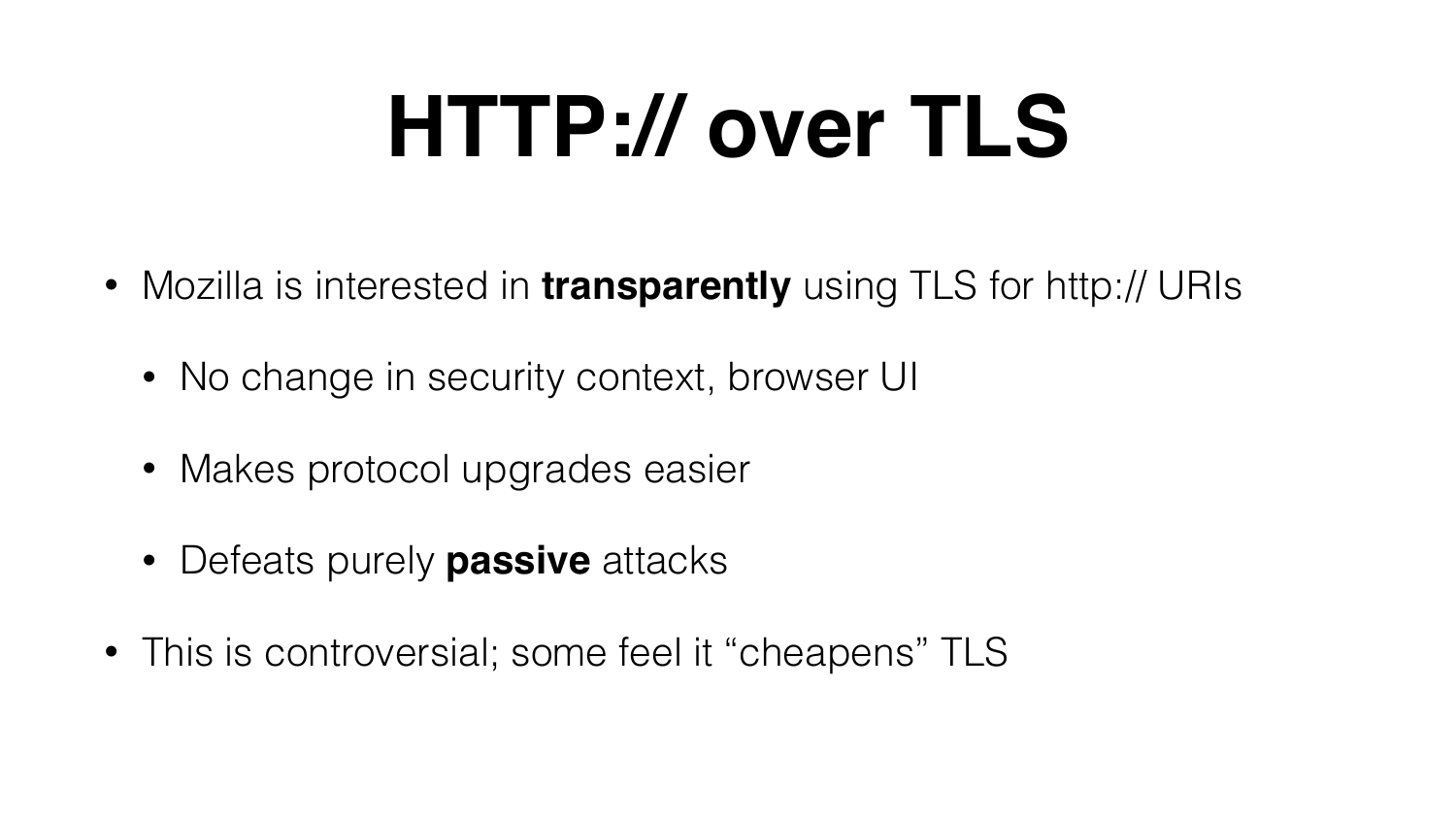# HTTP:// over TLS

- Mozilla is interested in **transparently** using TLS for http:// URIs
  - No change in security context, browser UI
  - Makes protocol upgrades easier
  - Defeats purely **passive** attacks
- This is controversial; some feel it "cheapens" TLS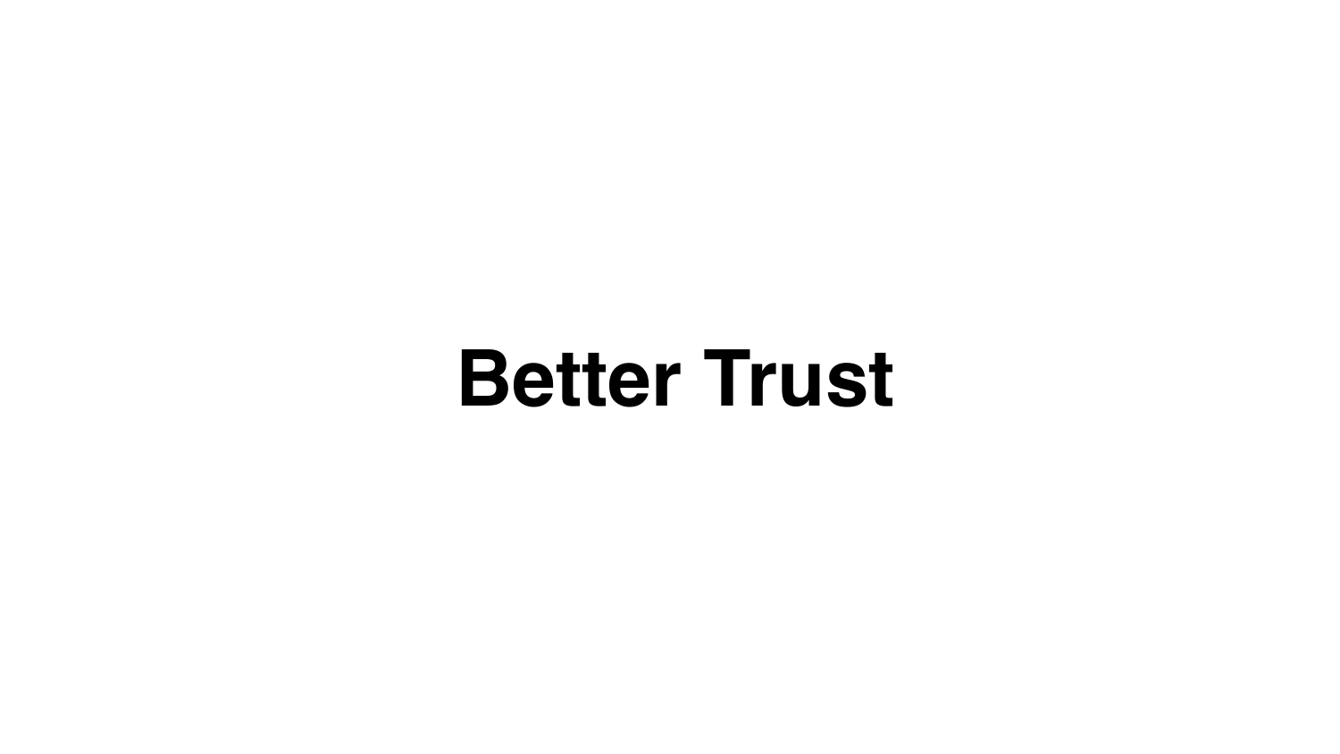# Better Trust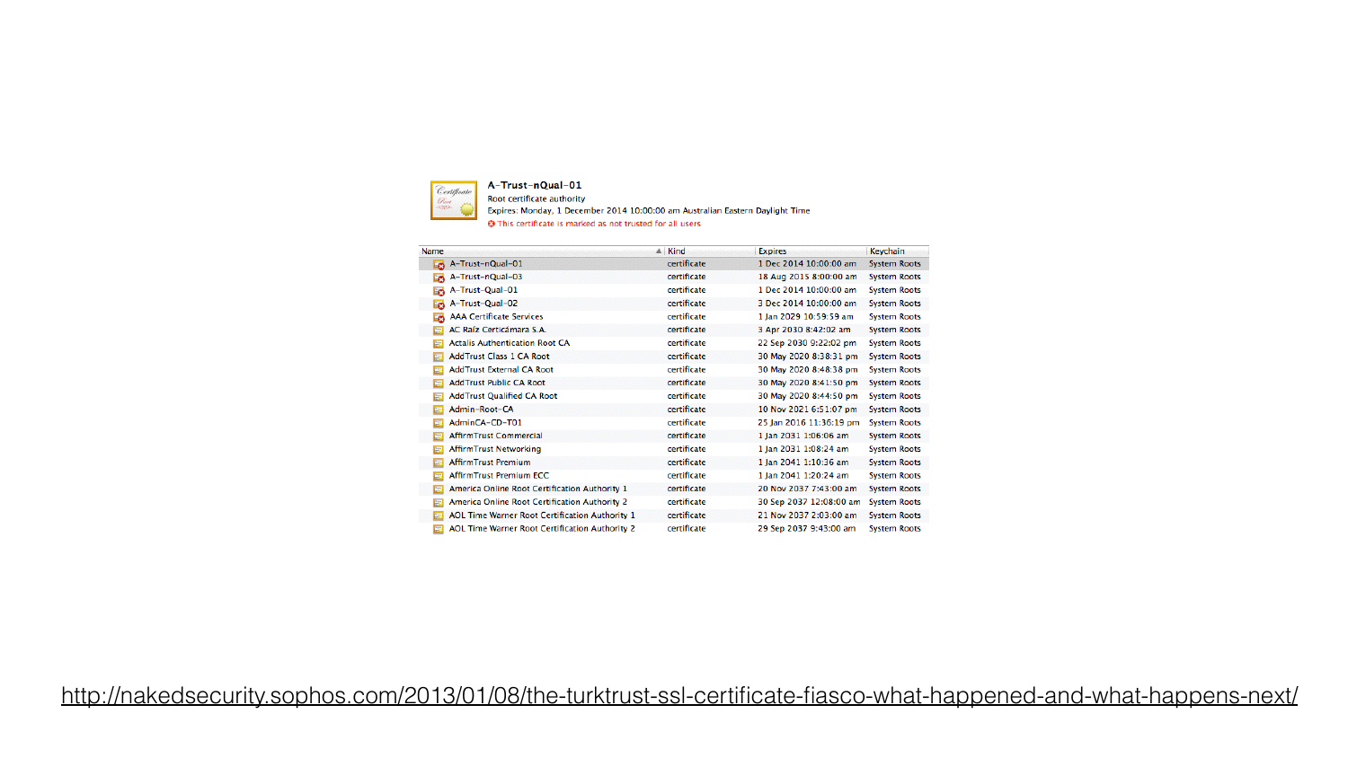**A-Trust-nQual-01**
Root certificate authority
Expires: Monday, 1 December 2014 10:00:00 am Australian Eastern Daylight Time
This certificate is marked as not trusted for all users

| Name | Kind | Expires | Keychain |
|---|---|---|---|
| A-Trust-nQual-01 | certificate | 1 Dec 2014 10:00:00 am | System Roots |
| A-Trust-nQual-03 | certificate | 18 Aug 2015 8:00:00 am | System Roots |
| A-Trust-Qual-01 | certificate | 1 Dec 2014 10:00:00 am | System Roots |
| A-Trust-Qual-02 | certificate | 3 Dec 2014 10:00:00 am | System Roots |
| AAA Certificate Services | certificate | 1 Jan 2029 10:59:59 am | System Roots |
| AC Raíz Certicámara S.A. | certificate | 3 Apr 2030 8:42:02 am | System Roots |
| Actalis Authentication Root CA | certificate | 22 Sep 2030 9:22:02 pm | System Roots |
| AddTrust Class 1 CA Root | certificate | 30 May 2020 8:38:31 pm | System Roots |
| AddTrust External CA Root | certificate | 30 May 2020 8:48:38 pm | System Roots |
| AddTrust Public CA Root | certificate | 30 May 2020 8:41:50 pm | System Roots |
| AddTrust Qualified CA Root | certificate | 30 May 2020 8:44:50 pm | System Roots |
| Admin-Root-CA | certificate | 10 Nov 2021 6:51:07 pm | System Roots |
| AdminCA-CD-T01 | certificate | 25 Jan 2016 11:36:19 pm | System Roots |
| AffirmTrust Commercial | certificate | 1 Jan 2031 1:06:06 am | System Roots |
| AffirmTrust Networking | certificate | 1 Jan 2031 1:08:24 am | System Roots |
| AffirmTrust Premium | certificate | 1 Jan 2041 1:10:36 am | System Roots |
| AffirmTrust Premium ECC | certificate | 1 Jan 2041 1:20:24 am | System Roots |
| America Online Root Certification Authority 1 | certificate | 20 Nov 2037 7:43:00 am | System Roots |
| America Online Root Certification Authority 2 | certificate | 30 Sep 2037 12:08:00 am | System Roots |
| AOL Time Warner Root Certification Authority 1 | certificate | 21 Nov 2037 2:03:00 am | System Roots |
| AOL Time Warner Root Certification Authority 2 | certificate | 29 Sep 2037 9:43:00 am | System Roots |

http://nakedsecurity.sophos.com/2013/01/08/the-turktrust-ssl-certificate-fiasco-what-happened-and-what-happens-next/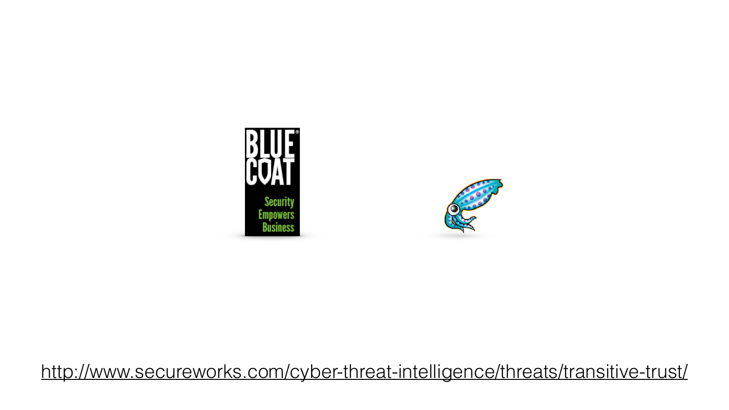BLUE COAT

Security Empowers Business

http://www.secureworks.com/cyber-threat-intelligence/threats/transitive-trust/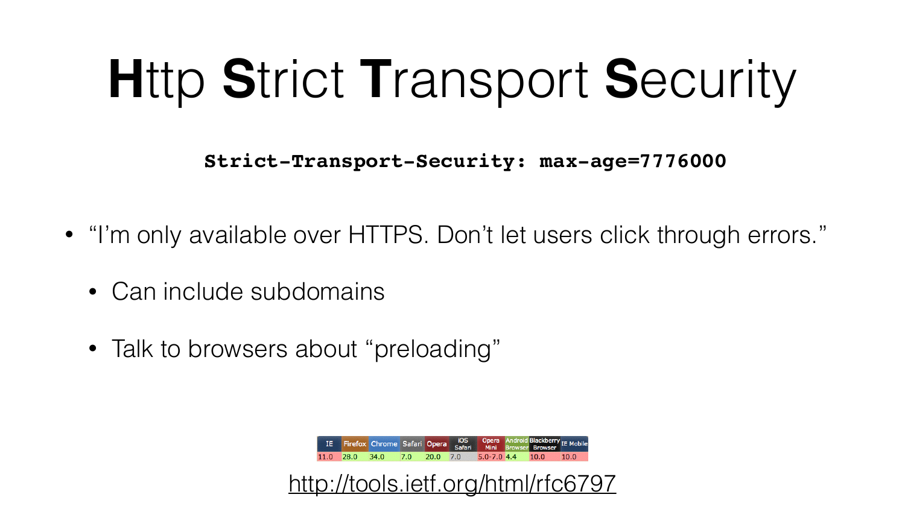# **H**ttp **S**trict **T**ransport **S**ecurity

```
Strict-Transport-Security: max-age=7776000
```

- "I'm only available over HTTPS. Don't let users click through errors."
  - Can include subdomains
  - Talk to browsers about "preloading"

| IE | Firefox | Chrome | Safari | Opera | iOS Safari | Opera Mini | Android Browser | Blackberry Browser | IE Mobile |
|---|---|---|---|---|---|---|---|---|---|
| 11.0 | 28.0 | 34.0 | 7.0 | 20.0 | 7.0 | 5.0-7.0 | 4.4 | 10.0 | 10.0 |

http://tools.ietf.org/html/rfc6797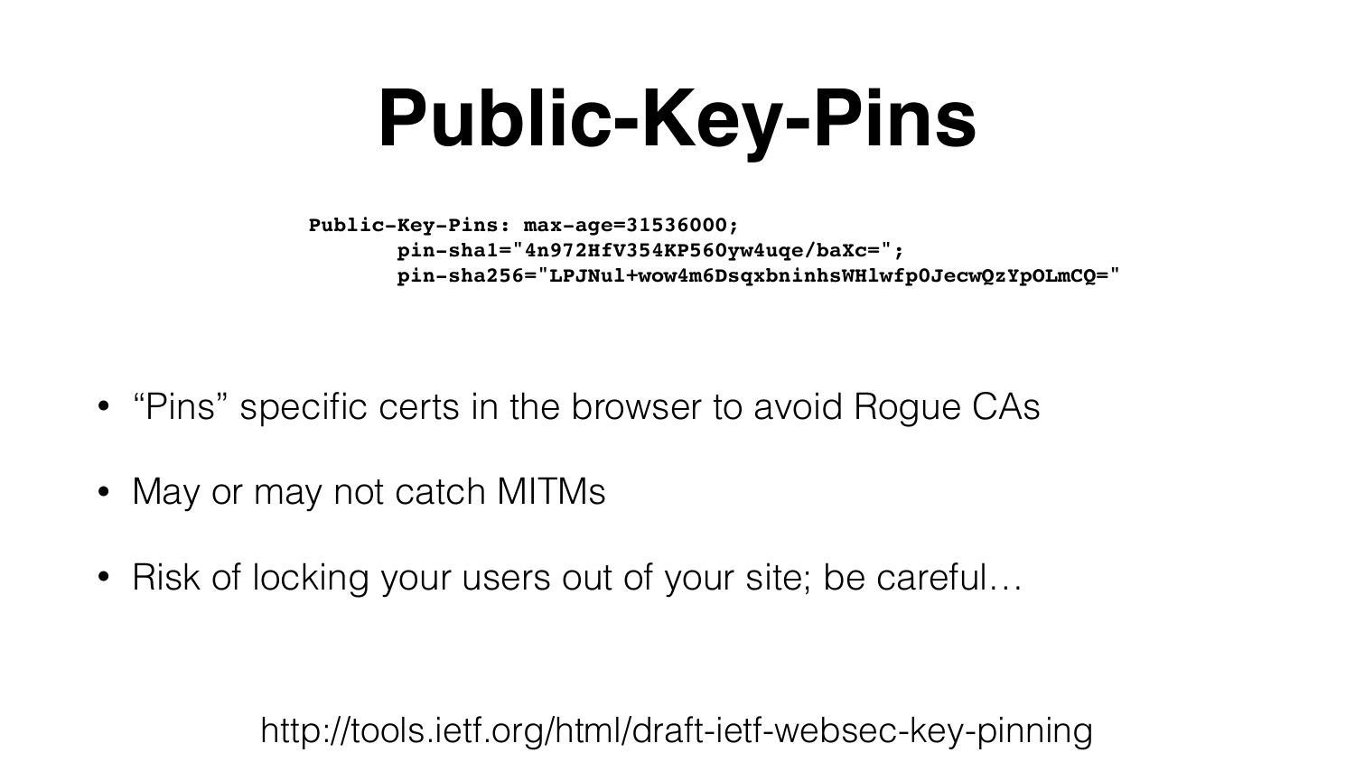# Public-Key-Pins

```
Public-Key-Pins: max-age=31536000;
        pin-sha1="4n972HfV354KP560yw4uqe/baXc=";
        pin-sha256="LPJNul+wow4m6DsqxbninhsWHlwfp0JecwQzYpOLmCQ="
```

- "Pins" specific certs in the browser to avoid Rogue CAs
- May or may not catch MITMs
- Risk of locking your users out of your site; be careful…

http://tools.ietf.org/html/draft-ietf-websec-key-pinning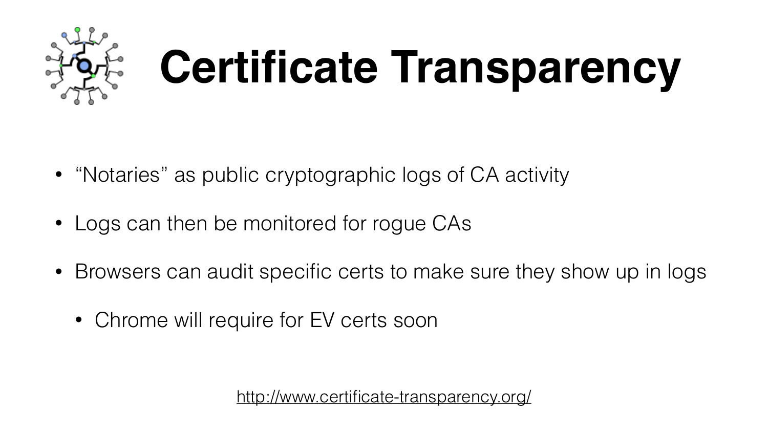# Certificate Transparency

- “Notaries” as public cryptographic logs of CA activity
- Logs can then be monitored for rogue CAs
- Browsers can audit specific certs to make sure they show up in logs
  - Chrome will require for EV certs soon

http://www.certificate-transparency.org/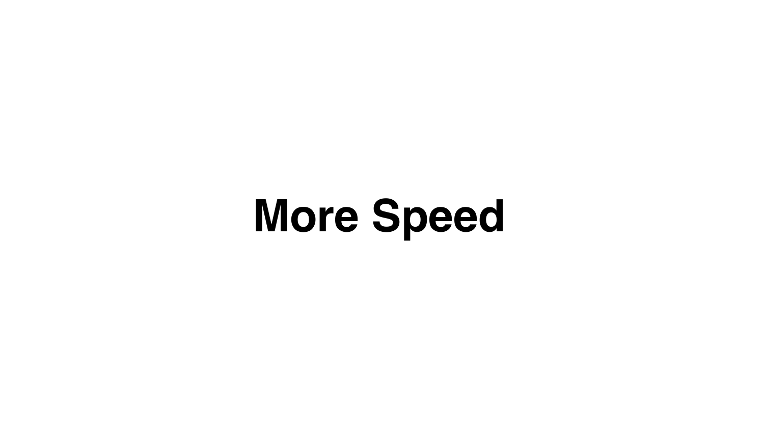# More Speed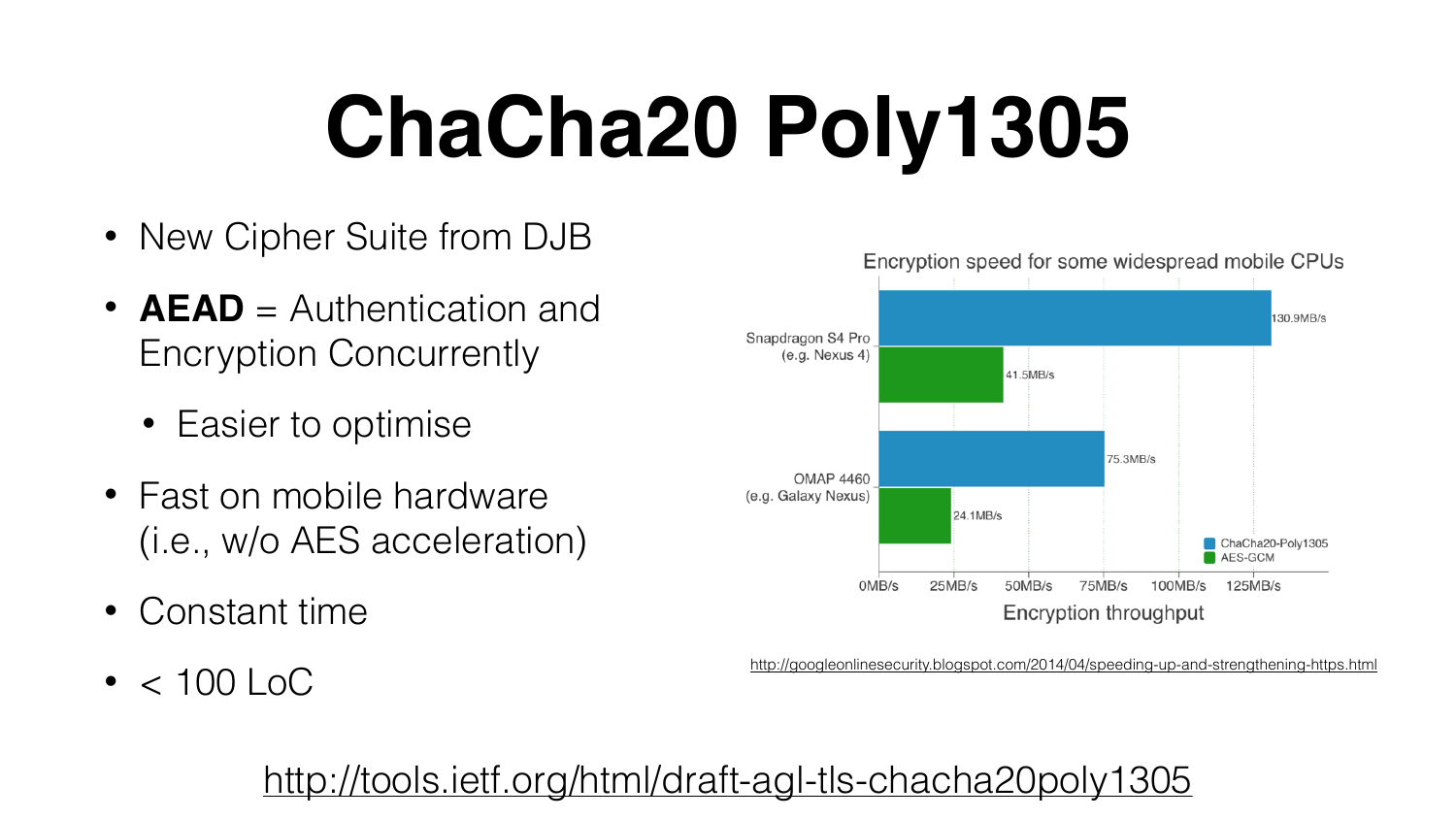# ChaCha20 Poly1305

- New Cipher Suite from DJB
- **AEAD** = Authentication and Encryption Concurrently
  - Easier to optimise
- Fast on mobile hardware (i.e., w/o AES acceleration)
- Constant time
- < 100 LoC

Encryption speed for some widespread mobile CPUs

| CPU | ChaCha20-Poly1305 | AES-GCM |
| --- | --- | --- |
| Snapdragon S4 Pro (e.g. Nexus 4) | 130.9MB/s | 41.5MB/s |
| OMAP 4460 (e.g. Galaxy Nexus) | 75.3MB/s | 24.1MB/s |

Encryption throughput

http://googleonlinesecurity.blogspot.com/2014/04/speeding-up-and-strengthening-https.html

http://tools.ietf.org/html/draft-agl-tls-chacha20poly1305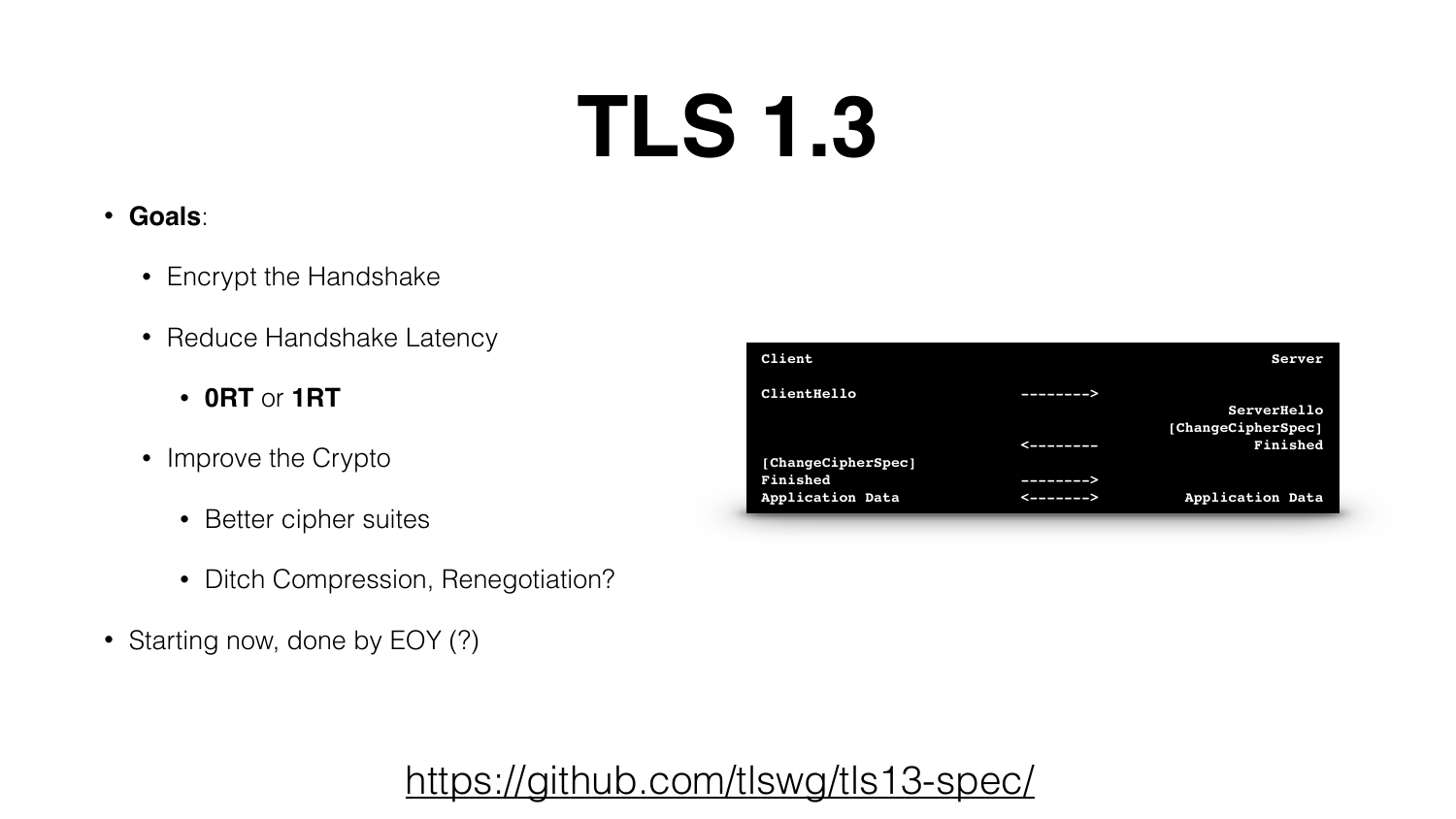# TLS 1.3

- **Goals**:
  - Encrypt the Handshake
  - Reduce Handshake Latency
    - **0RT** or **1RT**
  - Improve the Crypto
    - Better cipher suites
    - Ditch Compression, Renegotiation?
- Starting now, done by EOY (?)

```
Client                                               Server

ClientHello               -------->
                                                ServerHello
                                         [ChangeCipherSpec]
                          <--------                Finished
[ChangeCipherSpec]
Finished                  -------->
Application Data          <------->        Application Data
```

https://github.com/tlswg/tls13-spec/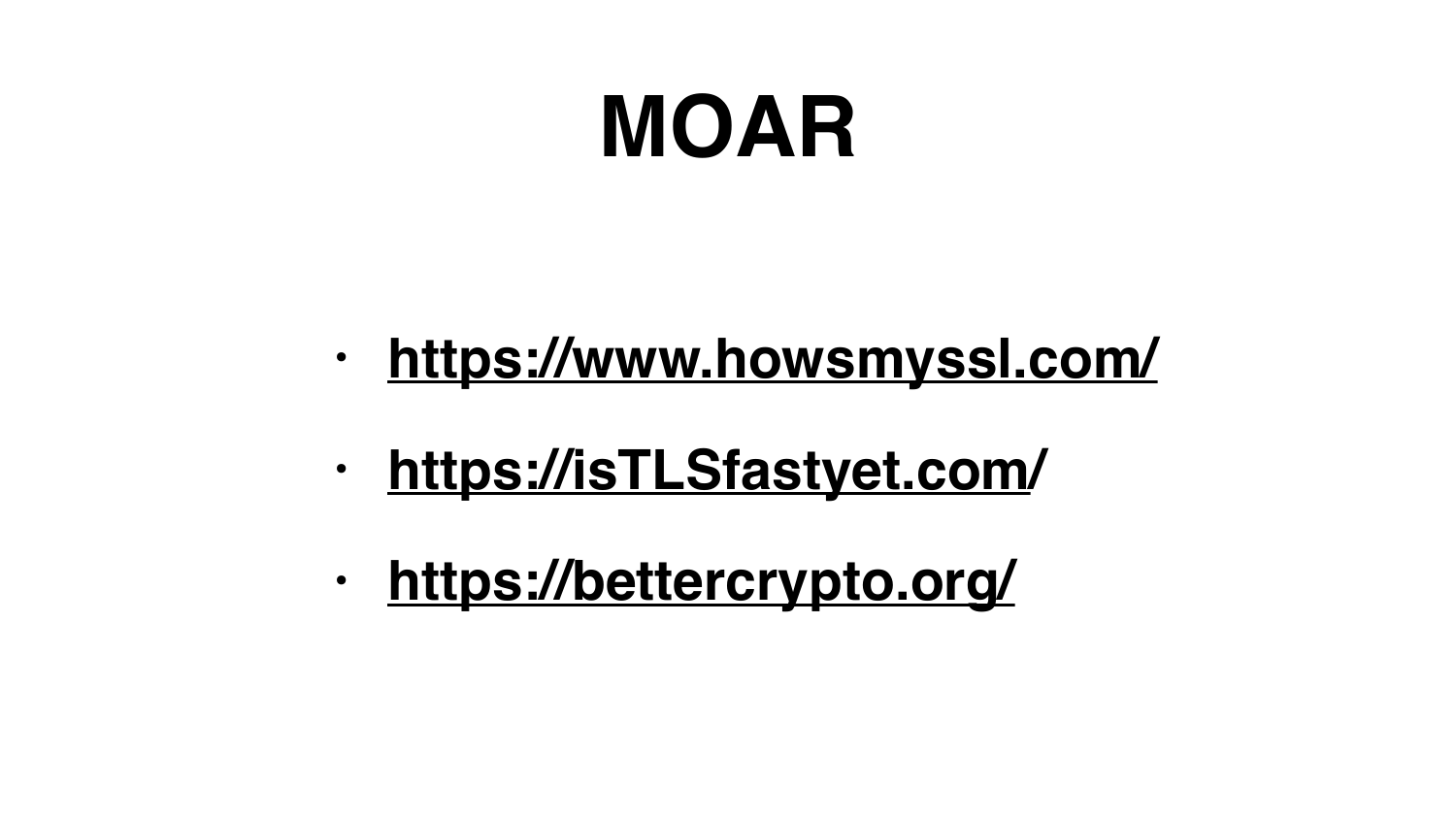# MOAR

- **https://www.howsmyssl.com/**
- **https://isTLSfastyet.com/**
- **https://bettercrypto.org/**